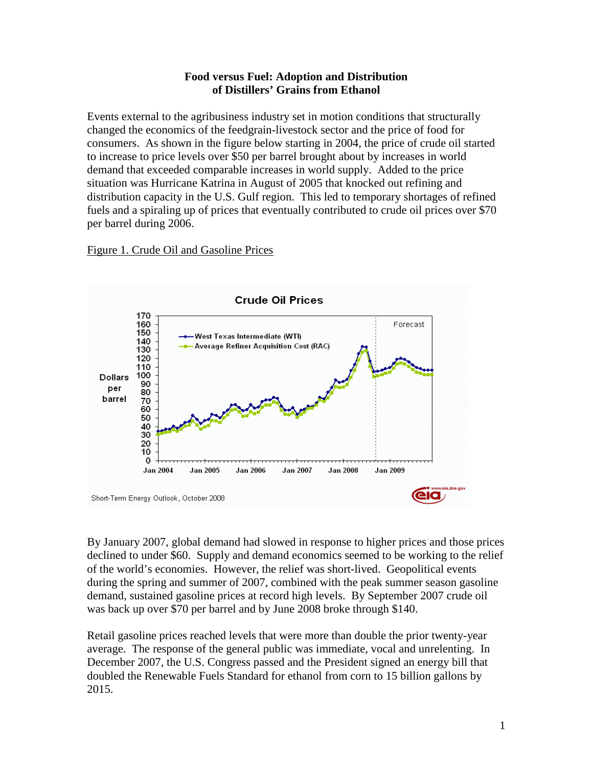# Food versus Fuel: Adoption and Distribution of Distillers' Grains from Ethanol

Events external to the agribusiness industry set in motion conditions that structurally changed the economics of the feedgrain-livestock sector and the price of food for consumers. As shown in the figure below starting in 2004, the price of crude oil started to increase to price levels over $50 per barrel brought about by increases in world demand that exceeded comparable increases in world supply. Added to the price situation was Hurricane Katrina in August of 2005 that knocked out refining and distribution capacity in the U.S. Gulf region. This led to temporary shortages of refined fuels and a spiraling up of prices that eventually contributed to crude oil prices over $70 per barrel during 2006.

Figure 1. Crude Oil and Gasoline Prices

By January 2007, global demand had slowed in response to higher prices and those prices declined to under $60. Supply and demand economics seemed to be working to the relief of the world's economies. However, the relief was short-lived. Geopolitical events during the spring and summer of 2007, combined with the peak summer season gasoline demand, sustained gasoline prices at record high levels. By September 2007 crude oil was back up over $70 per barrel and by June 2008 broke through $140.

Retail gasoline prices reached levels that were more than double the prior twenty-year average. The response of the general public was immediate, vocal and unrelenting. In December 2007, the U.S. Congress passed and the President signed an energy bill that doubled the Renewable Fuels Standard for ethanol from corn to 15 billion gallons by 2015.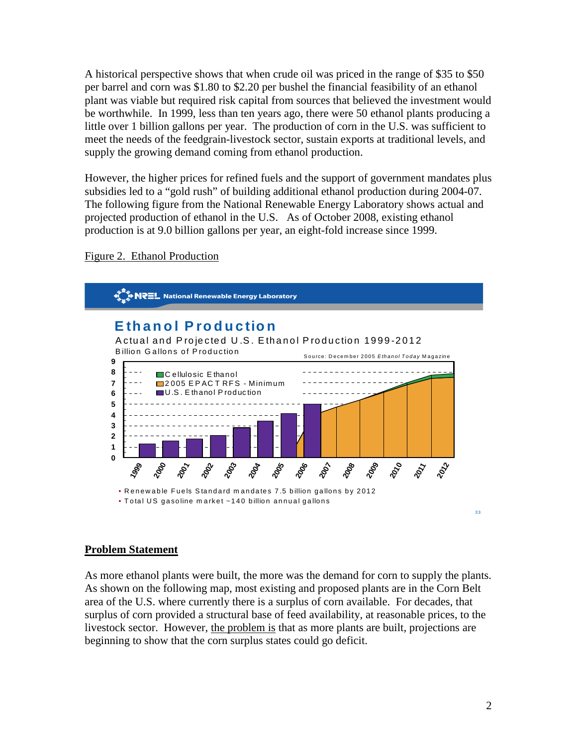A historical perspective shows that when crude oil was priced in the range of $35 to $50 per barrel and corn was $1.80 to $2.20 per bushel the financial feasibility of an ethanol plant was viable but required risk capital from sources that believed the investment would be worthwhile. In 1999, less than ten years ago, there were 50 ethanol plants producing a little over 1 billion gallons per year. The production of corn in the U.S. was sufficient to meet the needs of the feedgrain-livestock sector, sustain exports at traditional levels, and supply the growing demand coming from ethanol production.

However, the higher prices for refined fuels and the support of government mandates plus subsidies led to a "gold rush" of building additional ethanol production during 2004-07. The following figure from the National Renewable Energy Laboratory shows actual and projected production of ethanol in the U.S. As of October 2008, existing ethanol production is at 9.0 billion gallons per year, an eight-fold increase since 1999.

Figure 2. Ethanol Production

NREL National Renewable Energy Laboratory

**Ethanol Production**

Actual and Projected U.S. Ethanol Production 1999-2012

Billion Gallons of Production

Source: December 2005 *Ethanol Today* Magazine

- Cellulosic Ethanol
- 2005 EPACT RFS - Minimum
- U.S. Ethanol Production

- Renewable Fuels Standard mandates 7.5 billion gallons by 2012
- Total US gasoline market ~140 billion annual gallons

## Problem Statement

As more ethanol plants were built, the more was the demand for corn to supply the plants. As shown on the following map, most existing and proposed plants are in the Corn Belt area of the U.S. where currently there is a surplus of corn available. For decades, that surplus of corn provided a structural base of feed availability, at reasonable prices, to the livestock sector. However, the problem is that as more plants are built, projections are beginning to show that the corn surplus states could go deficit.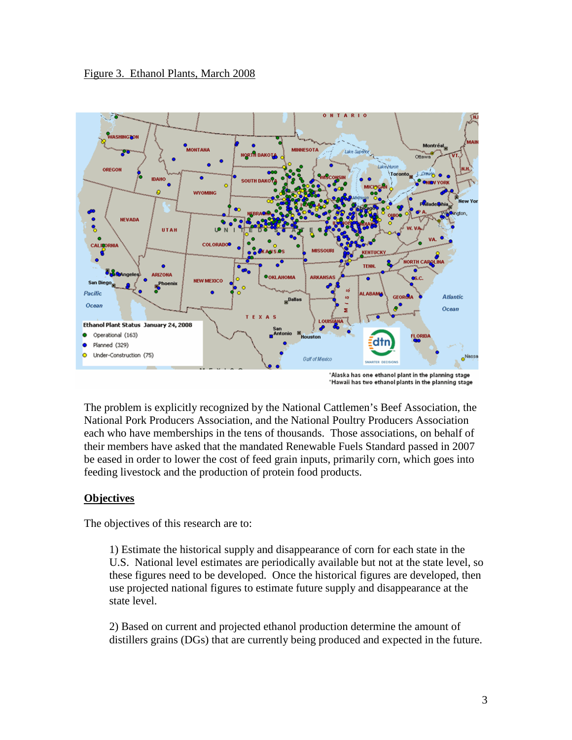Figure 3. Ethanol Plants, March 2008

The problem is explicitly recognized by the National Cattlemen's Beef Association, the National Pork Producers Association, and the National Poultry Producers Association each who have memberships in the tens of thousands. Those associations, on behalf of their members have asked that the mandated Renewable Fuels Standard passed in 2007 be eased in order to lower the cost of feed grain inputs, primarily corn, which goes into feeding livestock and the production of protein food products.

## Objectives

The objectives of this research are to:

1) Estimate the historical supply and disappearance of corn for each state in the U.S. National level estimates are periodically available but not at the state level, so these figures need to be developed. Once the historical figures are developed, then use projected national figures to estimate future supply and disappearance at the state level.

2) Based on current and projected ethanol production determine the amount of distillers grains (DGs) that are currently being produced and expected in the future.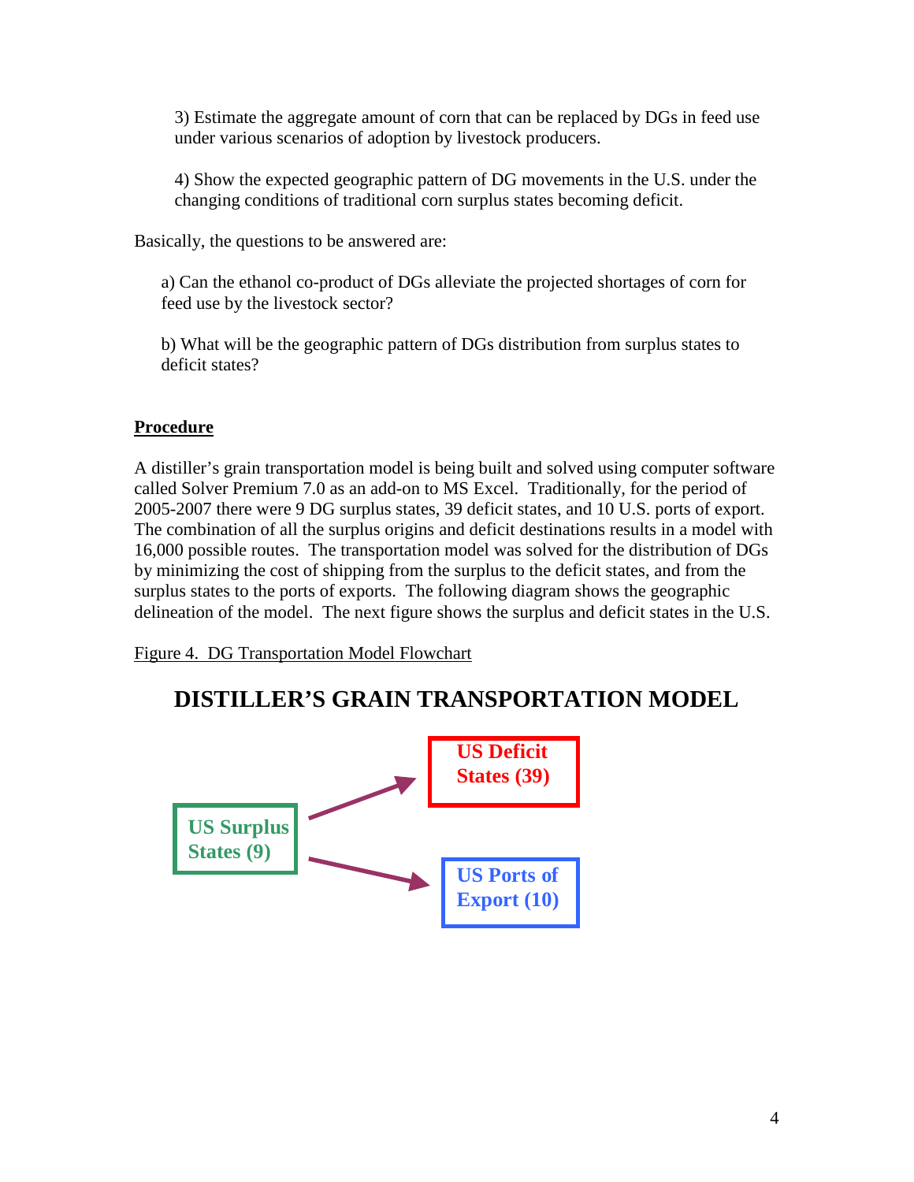3) Estimate the aggregate amount of corn that can be replaced by DGs in feed use under various scenarios of adoption by livestock producers.

4) Show the expected geographic pattern of DG movements in the U.S. under the changing conditions of traditional corn surplus states becoming deficit.

Basically, the questions to be answered are:

a) Can the ethanol co-product of DGs alleviate the projected shortages of corn for feed use by the livestock sector?

b) What will be the geographic pattern of DGs distribution from surplus states to deficit states?

**Procedure**

A distiller's grain transportation model is being built and solved using computer software called Solver Premium 7.0 as an add-on to MS Excel. Traditionally, for the period of 2005-2007 there were 9 DG surplus states, 39 deficit states, and 10 U.S. ports of export. The combination of all the surplus origins and deficit destinations results in a model with 16,000 possible routes. The transportation model was solved for the distribution of DGs by minimizing the cost of shipping from the surplus to the deficit states, and from the surplus states to the ports of exports. The following diagram shows the geographic delineation of the model. The next figure shows the surplus and deficit states in the U.S.

Figure 4. DG Transportation Model Flowchart

**DISTILLER'S GRAIN TRANSPORTATION MODEL**

**US Surplus States (9)** → **US Deficit States (39)**

**US Surplus States (9)** → **US Ports of Export (10)**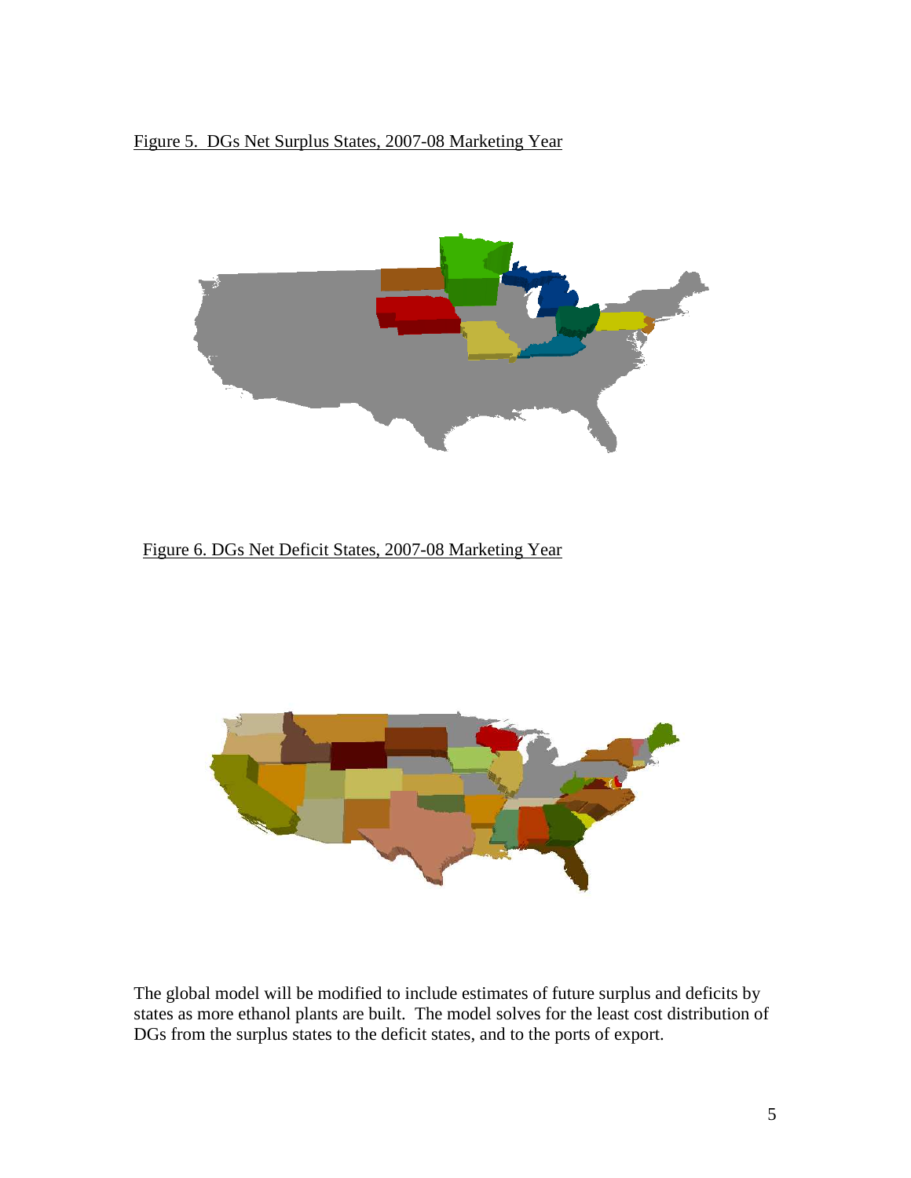Figure 5. DGs Net Surplus States, 2007-08 Marketing Year

Figure 6. DGs Net Deficit States, 2007-08 Marketing Year

The global model will be modified to include estimates of future surplus and deficits by states as more ethanol plants are built. The model solves for the least cost distribution of DGs from the surplus states to the deficit states, and to the ports of export.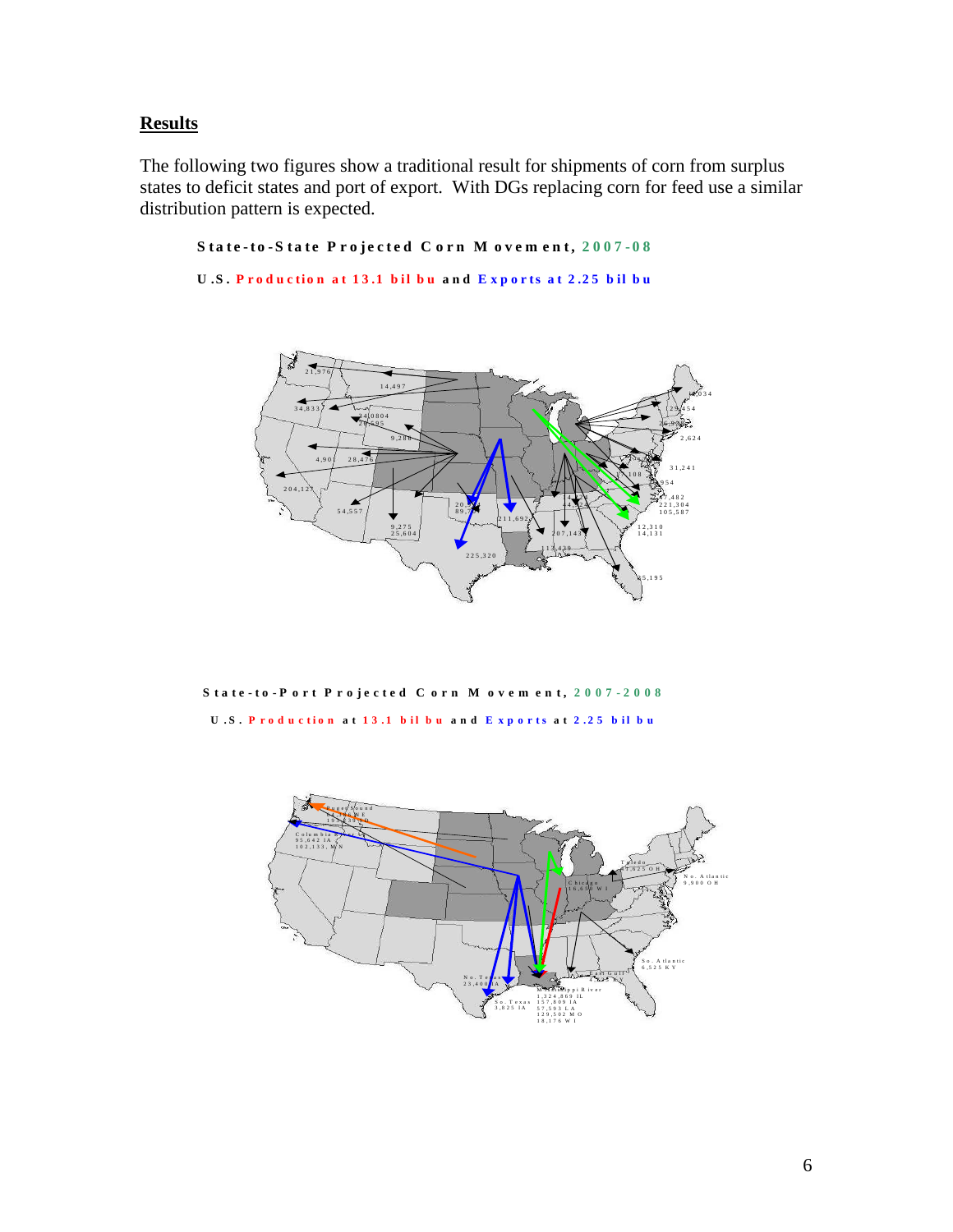## Results

The following two figures show a traditional result for shipments of corn from surplus states to deficit states and port of export. With DGs replacing corn for feed use a similar distribution pattern is expected.

**State-to-State Projected Corn Movement, 2007-08**

**U.S. Production at 13.1 bil bu and Exports at 2.25 bil bu**

**State-to-Port Projected Corn Movement, 2007-2008**

**U.S. Production at 13.1 bil bu and Exports at 2.25 bil bu**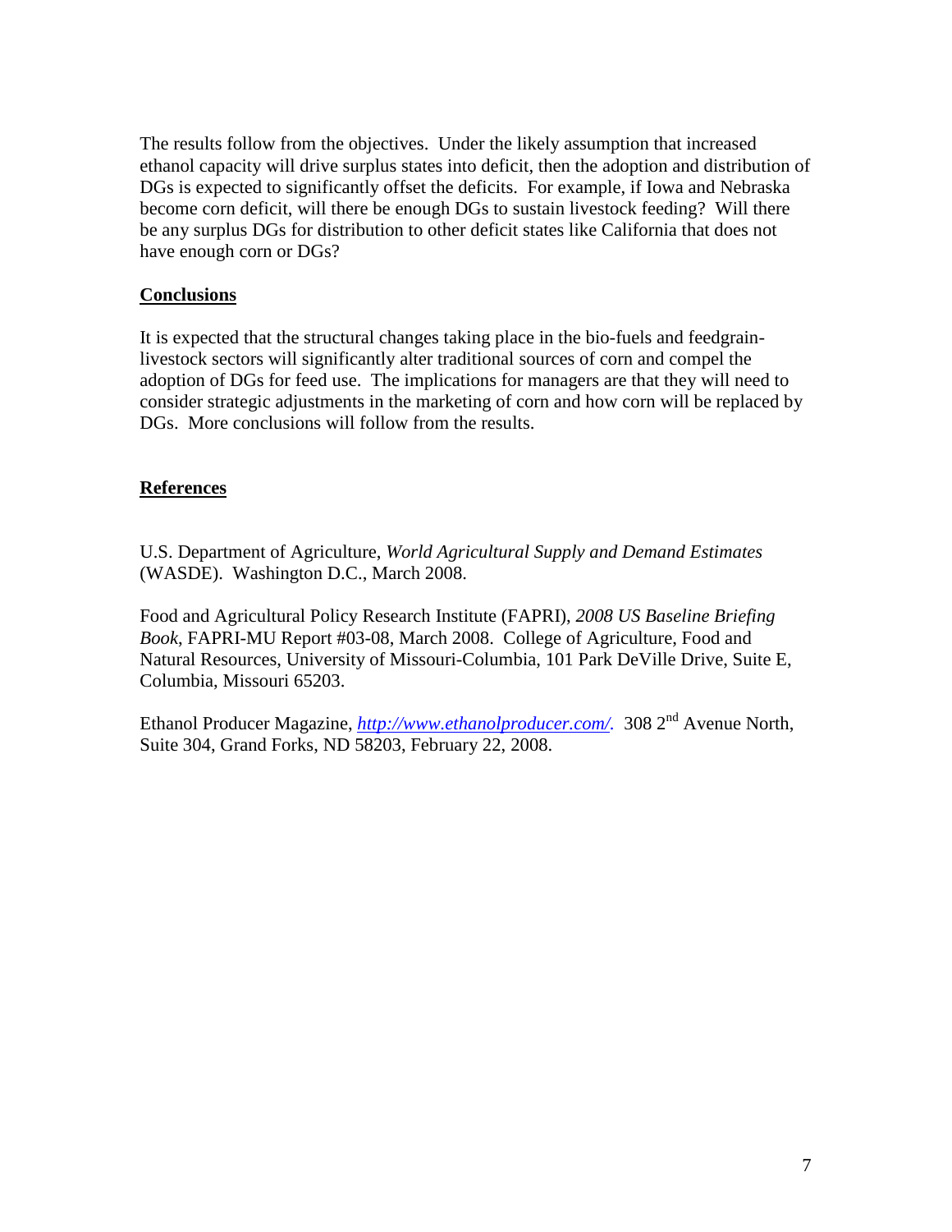The results follow from the objectives. Under the likely assumption that increased ethanol capacity will drive surplus states into deficit, then the adoption and distribution of DGs is expected to significantly offset the deficits. For example, if Iowa and Nebraska become corn deficit, will there be enough DGs to sustain livestock feeding? Will there be any surplus DGs for distribution to other deficit states like California that does not have enough corn or DGs?

## Conclusions

It is expected that the structural changes taking place in the bio-fuels and feedgrain-livestock sectors will significantly alter traditional sources of corn and compel the adoption of DGs for feed use. The implications for managers are that they will need to consider strategic adjustments in the marketing of corn and how corn will be replaced by DGs. More conclusions will follow from the results.

## References

U.S. Department of Agriculture, *World Agricultural Supply and Demand Estimates* (WASDE). Washington D.C., March 2008.

Food and Agricultural Policy Research Institute (FAPRI), *2008 US Baseline Briefing Book*, FAPRI-MU Report #03-08, March 2008. College of Agriculture, Food and Natural Resources, University of Missouri-Columbia, 101 Park DeVille Drive, Suite E, Columbia, Missouri 65203.

Ethanol Producer Magazine, *http://www.ethanolproducer.com/.* 308 2nd Avenue North, Suite 304, Grand Forks, ND 58203, February 22, 2008.